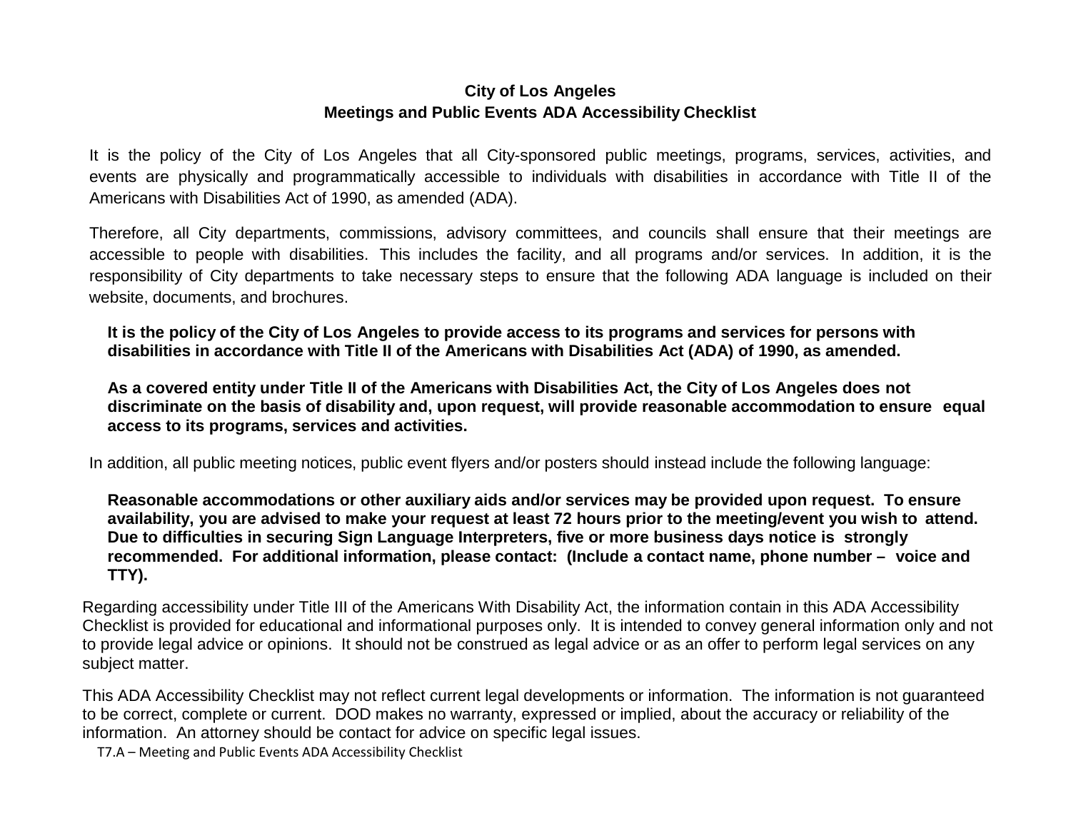# City of Los Angeles
## Meetings and Public Events ADA Accessibility Checklist

It is the policy of the City of Los Angeles that all City-sponsored public meetings, programs, services, activities, and events are physically and programmatically accessible to individuals with disabilities in accordance with Title II of the Americans with Disabilities Act of 1990, as amended (ADA).

Therefore, all City departments, commissions, advisory committees, and councils shall ensure that their meetings are accessible to people with disabilities. This includes the facility, and all programs and/or services. In addition, it is the responsibility of City departments to take necessary steps to ensure that the following ADA language is included on their website, documents, and brochures.

**It is the policy of the City of Los Angeles to provide access to its programs and services for persons with disabilities in accordance with Title II of the Americans with Disabilities Act (ADA) of 1990, as amended.**

**As a covered entity under Title II of the Americans with Disabilities Act, the City of Los Angeles does not discriminate on the basis of disability and, upon request, will provide reasonable accommodation to ensure equal access to its programs, services and activities.**

In addition, all public meeting notices, public event flyers and/or posters should instead include the following language:

**Reasonable accommodations or other auxiliary aids and/or services may be provided upon request. To ensure availability, you are advised to make your request at least 72 hours prior to the meeting/event you wish to attend. Due to difficulties in securing Sign Language Interpreters, five or more business days notice is strongly recommended. For additional information, please contact: (Include a contact name, phone number – voice and TTY).**

Regarding accessibility under Title III of the Americans With Disability Act, the information contain in this ADA Accessibility Checklist is provided for educational and informational purposes only. It is intended to convey general information only and not to provide legal advice or opinions. It should not be construed as legal advice or as an offer to perform legal services on any subject matter.

This ADA Accessibility Checklist may not reflect current legal developments or information. The information is not guaranteed to be correct, complete or current. DOD makes no warranty, expressed or implied, about the accuracy or reliability of the information. An attorney should be contact for advice on specific legal issues.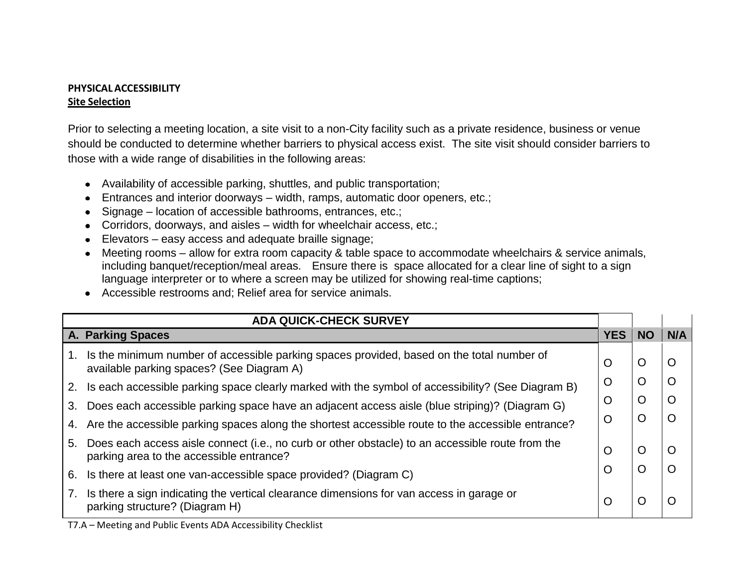**PHYSICAL ACCESSIBILITY**
**Site Selection**

Prior to selecting a meeting location, a site visit to a non-City facility such as a private residence, business or venue should be conducted to determine whether barriers to physical access exist. The site visit should consider barriers to those with a wide range of disabilities in the following areas:

- Availability of accessible parking, shuttles, and public transportation;
- Entrances and interior doorways – width, ramps, automatic door openers, etc.;
- Signage – location of accessible bathrooms, entrances, etc.;
- Corridors, doorways, and aisles – width for wheelchair access, etc.;
- Elevators – easy access and adequate braille signage;
- Meeting rooms – allow for extra room capacity & table space to accommodate wheelchairs & service animals, including banquet/reception/meal areas. Ensure there is space allocated for a clear line of sight to a sign language interpreter or to where a screen may be utilized for showing real-time captions;
- Accessible restrooms and; Relief area for service animals.

| ADA QUICK-CHECK SURVEY | | | |
|---|---|---|---|
| **A. Parking Spaces** | **YES** | **NO** | **N/A** |
| 1. Is the minimum number of accessible parking spaces provided, based on the total number of available parking spaces? (See Diagram A) | O | O | O |
| 2. Is each accessible parking space clearly marked with the symbol of accessibility? (See Diagram B) | O | O | O |
| 3. Does each accessible parking space have an adjacent access aisle (blue striping)? (Diagram G) | O | O | O |
| 4. Are the accessible parking spaces along the shortest accessible route to the accessible entrance? | O | O | O |
| 5. Does each access aisle connect (i.e., no curb or other obstacle) to an accessible route from the parking area to the accessible entrance? | O | O | O |
| 6. Is there at least one van-accessible space provided? (Diagram C) | O | O | O |
| 7. Is there a sign indicating the vertical clearance dimensions for van access in garage or parking structure? (Diagram H) | O | O | O |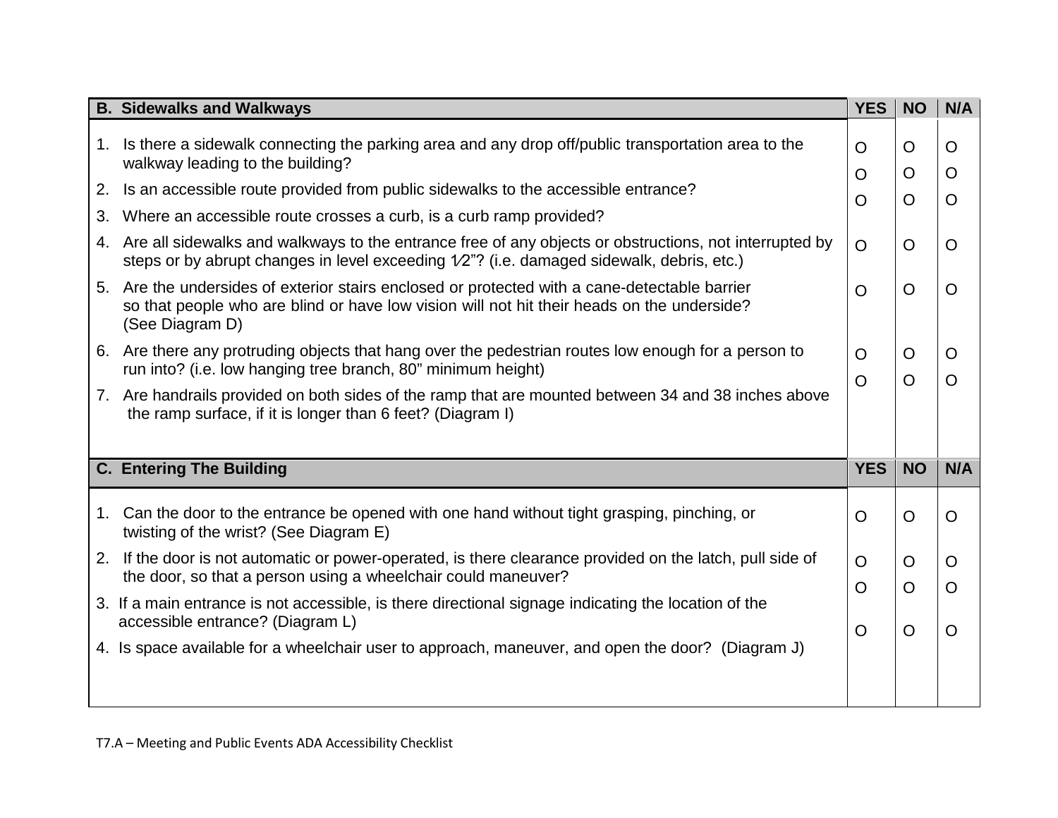| B. Sidewalks and Walkways | YES | NO | N/A |
|---|---|---|---|
| 1. Is there a sidewalk connecting the parking area and any drop off/public transportation area to the walkway leading to the building? | O | O | O |
| 2. Is an accessible route provided from public sidewalks to the accessible entrance? | O | O | O |
| 3. Where an accessible route crosses a curb, is a curb ramp provided? | O | O | O |
| 4. Are all sidewalks and walkways to the entrance free of any objects or obstructions, not interrupted by steps or by abrupt changes in level exceeding 1⁄2"? (i.e. damaged sidewalk, debris, etc.) | O | O | O |
| 5. Are the undersides of exterior stairs enclosed or protected with a cane-detectable barrier so that people who are blind or have low vision will not hit their heads on the underside? (See Diagram D) | O | O | O |
| 6. Are there any protruding objects that hang over the pedestrian routes low enough for a person to run into? (i.e. low hanging tree branch, 80" minimum height) | O | O | O |
| 7. Are handrails provided on both sides of the ramp that are mounted between 34 and 38 inches above the ramp surface, if it is longer than 6 feet? (Diagram I) | O | O | O |

| C. Entering The Building | YES | NO | N/A |
|---|---|---|---|
| 1. Can the door to the entrance be opened with one hand without tight grasping, pinching, or twisting of the wrist? (See Diagram E) | O | O | O |
| 2. If the door is not automatic or power-operated, is there clearance provided on the latch, pull side of the door, so that a person using a wheelchair could maneuver? | O | O | O |
| 3. If a main entrance is not accessible, is there directional signage indicating the location of the accessible entrance? (Diagram L) | O | O | O |
| 4. Is space available for a wheelchair user to approach, maneuver, and open the door? (Diagram J) | O | O | O |

T7.A – Meeting and Public Events ADA Accessibility Checklist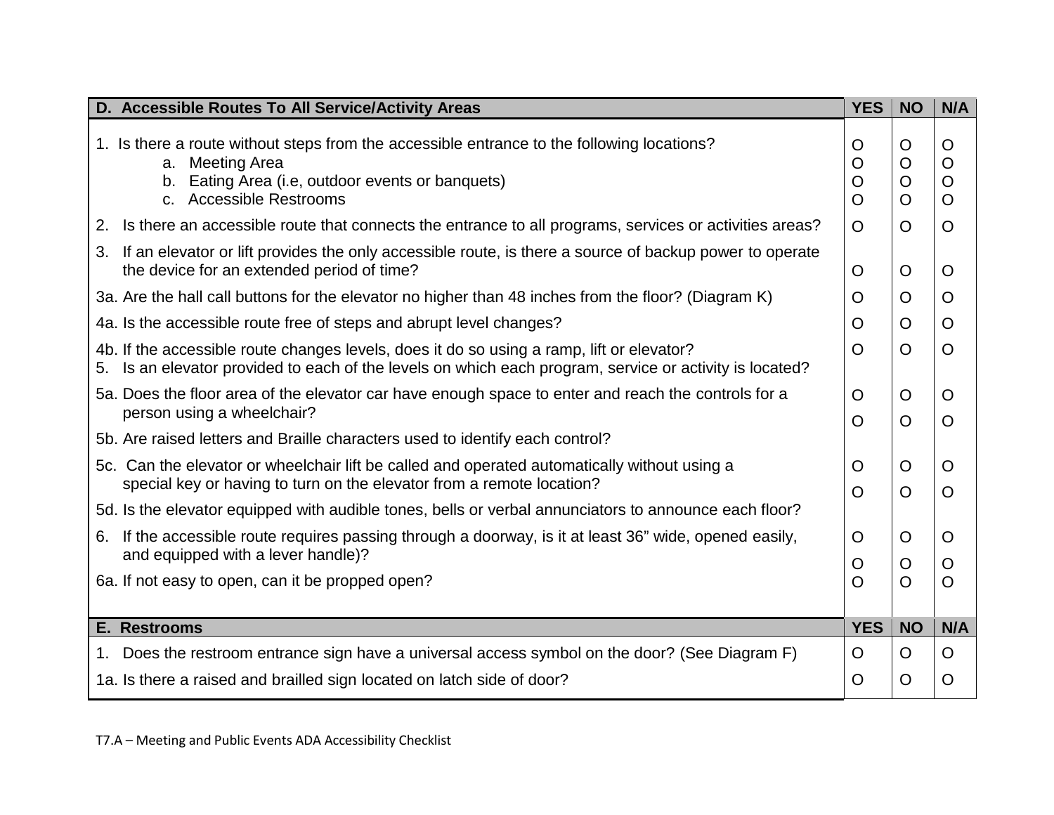| D. Accessible Routes To All Service/Activity Areas | YES | NO | N/A |
|---|---|---|---|
| 1. Is there a route without steps from the accessible entrance to the following locations? | O | O | O |
| a. Meeting Area | O | O | O |
| b. Eating Area (i.e, outdoor events or banquets) | O | O | O |
| c. Accessible Restrooms | O | O | O |
| 2. Is there an accessible route that connects the entrance to all programs, services or activities areas? | O | O | O |
| 3. If an elevator or lift provides the only accessible route, is there a source of backup power to operate the device for an extended period of time? | O | O | O |
| 3a. Are the hall call buttons for the elevator no higher than 48 inches from the floor? (Diagram K) | O | O | O |
| 4a. Is the accessible route free of steps and abrupt level changes? | O | O | O |
| 4b. If the accessible route changes levels, does it do so using a ramp, lift or elevator? | O | O | O |
| 5. Is an elevator provided to each of the levels on which each program, service or activity is located? | | | |
| 5a. Does the floor area of the elevator car have enough space to enter and reach the controls for a person using a wheelchair? | O | O | O |
| 5b. Are raised letters and Braille characters used to identify each control? | O | O | O |
| 5c. Can the elevator or wheelchair lift be called and operated automatically without using a special key or having to turn on the elevator from a remote location? | O | O | O |
| 5d. Is the elevator equipped with audible tones, bells or verbal annunciators to announce each floor? | O | O | O |
| 6. If the accessible route requires passing through a doorway, is it at least 36" wide, opened easily, and equipped with a lever handle)? | O | O | O |
| | O | O | O |
| 6a. If not easy to open, can it be propped open? | O | O | O |

| E. Restrooms | YES | NO | N/A |
|---|---|---|---|
| 1. Does the restroom entrance sign have a universal access symbol on the door? (See Diagram F) | O | O | O |
| 1a. Is there a raised and brailled sign located on latch side of door? | O | O | O |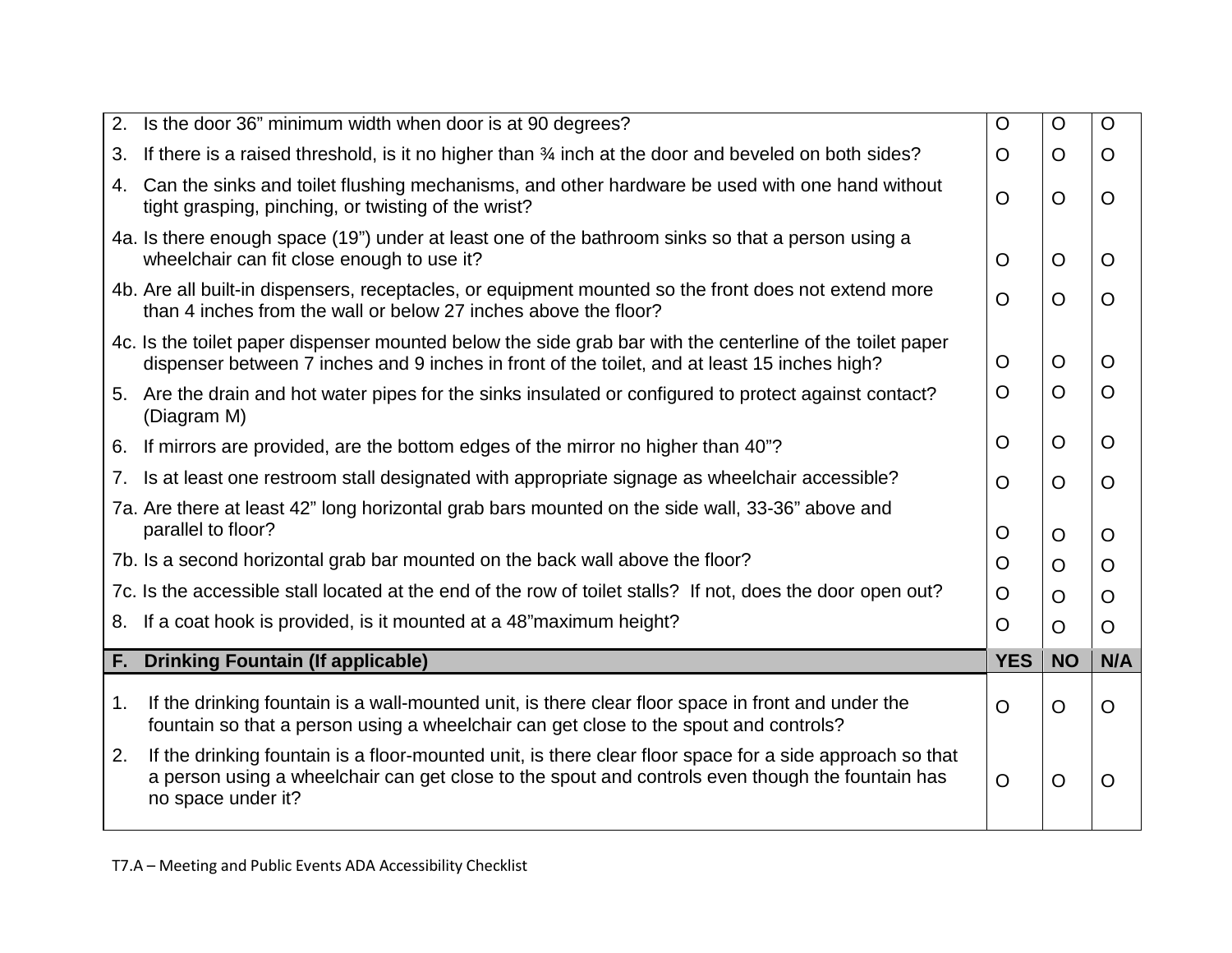| | | | |
|---|---|---|---|
| 2. Is the door 36" minimum width when door is at 90 degrees? | O | O | O |
| 3. If there is a raised threshold, is it no higher than ¾ inch at the door and beveled on both sides? | O | O | O |
| 4. Can the sinks and toilet flushing mechanisms, and other hardware be used with one hand without tight grasping, pinching, or twisting of the wrist? | O | O | O |
| 4a. Is there enough space (19") under at least one of the bathroom sinks so that a person using a wheelchair can fit close enough to use it? | O | O | O |
| 4b. Are all built-in dispensers, receptacles, or equipment mounted so the front does not extend more than 4 inches from the wall or below 27 inches above the floor? | O | O | O |
| 4c. Is the toilet paper dispenser mounted below the side grab bar with the centerline of the toilet paper dispenser between 7 inches and 9 inches in front of the toilet, and at least 15 inches high? | O | O | O |
| 5. Are the drain and hot water pipes for the sinks insulated or configured to protect against contact? (Diagram M) | O | O | O |
| 6. If mirrors are provided, are the bottom edges of the mirror no higher than 40"? | O | O | O |
| 7. Is at least one restroom stall designated with appropriate signage as wheelchair accessible? | O | O | O |
| 7a. Are there at least 42" long horizontal grab bars mounted on the side wall, 33-36" above and parallel to floor? | O | O | O |
| 7b. Is a second horizontal grab bar mounted on the back wall above the floor? | O | O | O |
| 7c. Is the accessible stall located at the end of the row of toilet stalls? If not, does the door open out? | O | O | O |
| 8. If a coat hook is provided, is it mounted at a 48"maximum height? | O | O | O |
| **F. Drinking Fountain (If applicable)** | **YES** | **NO** | **N/A** |
| 1. If the drinking fountain is a wall-mounted unit, is there clear floor space in front and under the fountain so that a person using a wheelchair can get close to the spout and controls? | O | O | O |
| 2. If the drinking fountain is a floor-mounted unit, is there clear floor space for a side approach so that a person using a wheelchair can get close to the spout and controls even though the fountain has no space under it? | O | O | O |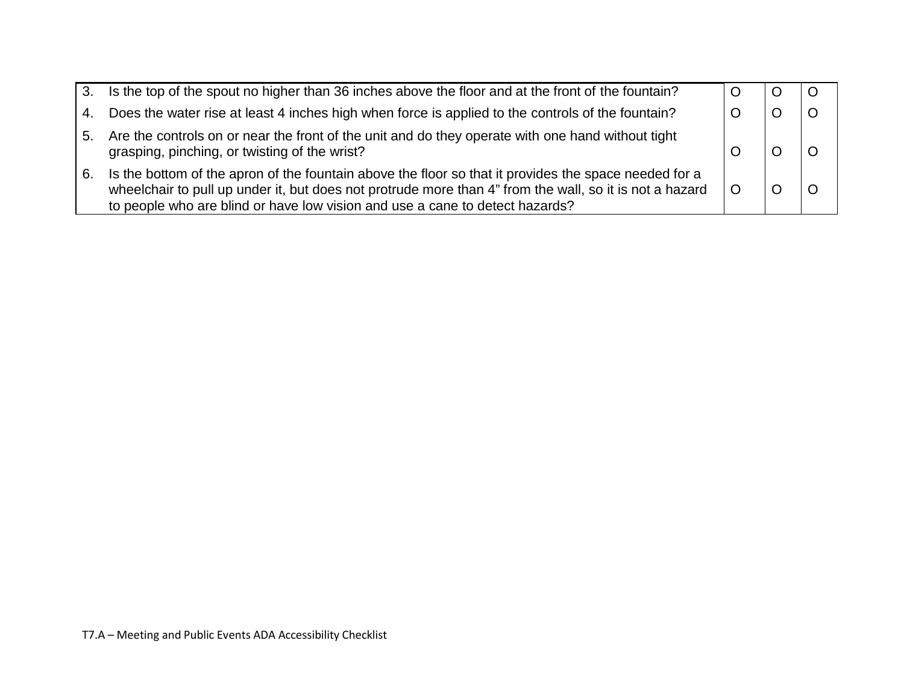| | | | | |
|---|---|---|---|---|
| 3. | Is the top of the spout no higher than 36 inches above the floor and at the front of the fountain? | O | O | O |
| 4. | Does the water rise at least 4 inches high when force is applied to the controls of the fountain? | O | O | O |
| 5. | Are the controls on or near the front of the unit and do they operate with one hand without tight grasping, pinching, or twisting of the wrist? | O | O | O |
| 6. | Is the bottom of the apron of the fountain above the floor so that it provides the space needed for a wheelchair to pull up under it, but does not protrude more than 4" from the wall, so it is not a hazard to people who are blind or have low vision and use a cane to detect hazards? | O | O | O |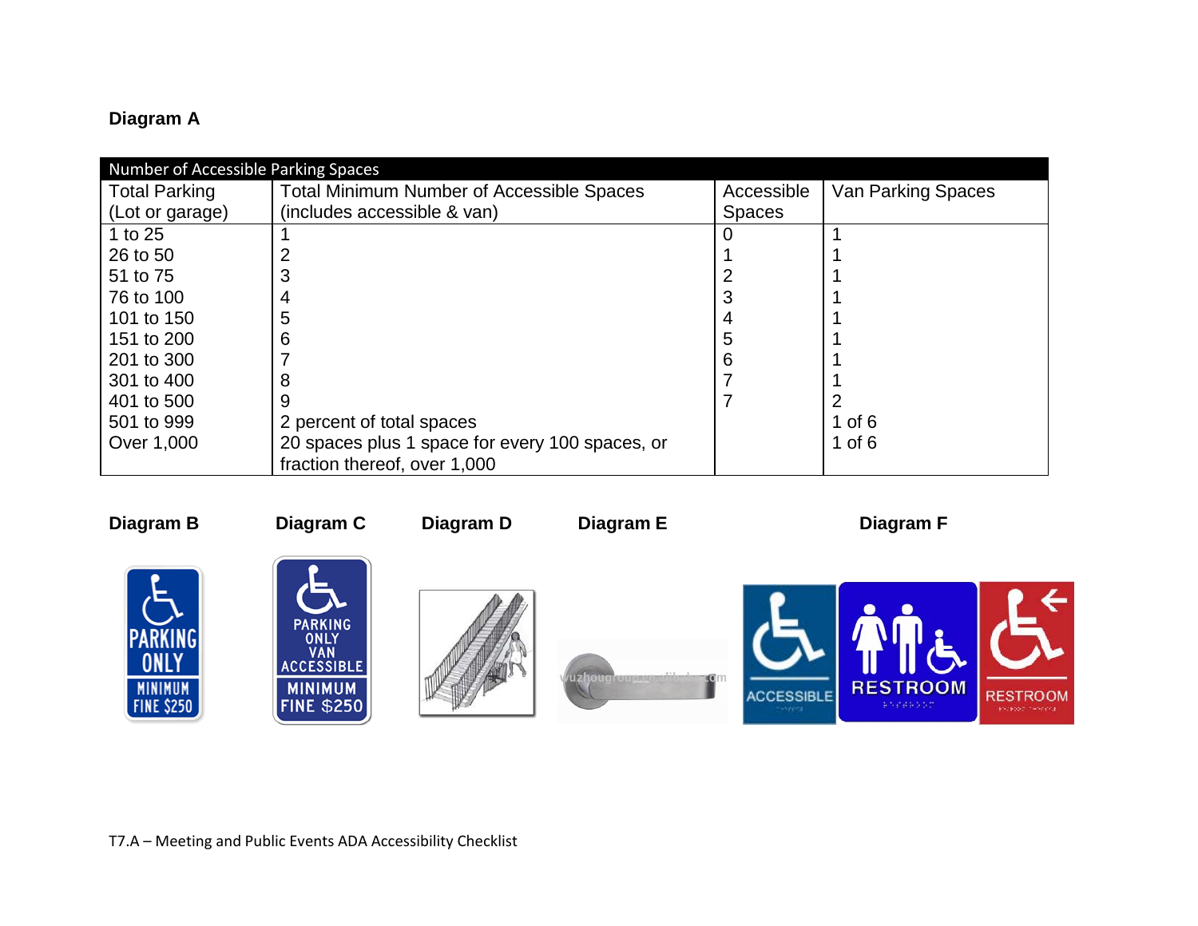**Diagram A**

| Number of Accessible Parking Spaces | | | |
|---|---|---|---|
| Total Parking (Lot or garage) | Total Minimum Number of Accessible Spaces (includes accessible & van) | Accessible Spaces | Van Parking Spaces |
| 1 to 25 | 1 | 0 | 1 |
| 26 to 50 | 2 | 1 | 1 |
| 51 to 75 | 3 | 2 | 1 |
| 76 to 100 | 4 | 3 | 1 |
| 101 to 150 | 5 | 4 | 1 |
| 151 to 200 | 6 | 5 | 1 |
| 201 to 300 | 7 | 6 | 1 |
| 301 to 400 | 8 | 7 | 1 |
| 401 to 500 | 9 | 7 | 2 |
| 501 to 999 | 2 percent of total spaces | | 1 of 6 |
| Over 1,000 | 20 spaces plus 1 space for every 100 spaces, or fraction thereof, over 1,000 | | 1 of 6 |

**Diagram B**

**Diagram C**

**Diagram D**

**Diagram E**

**Diagram F**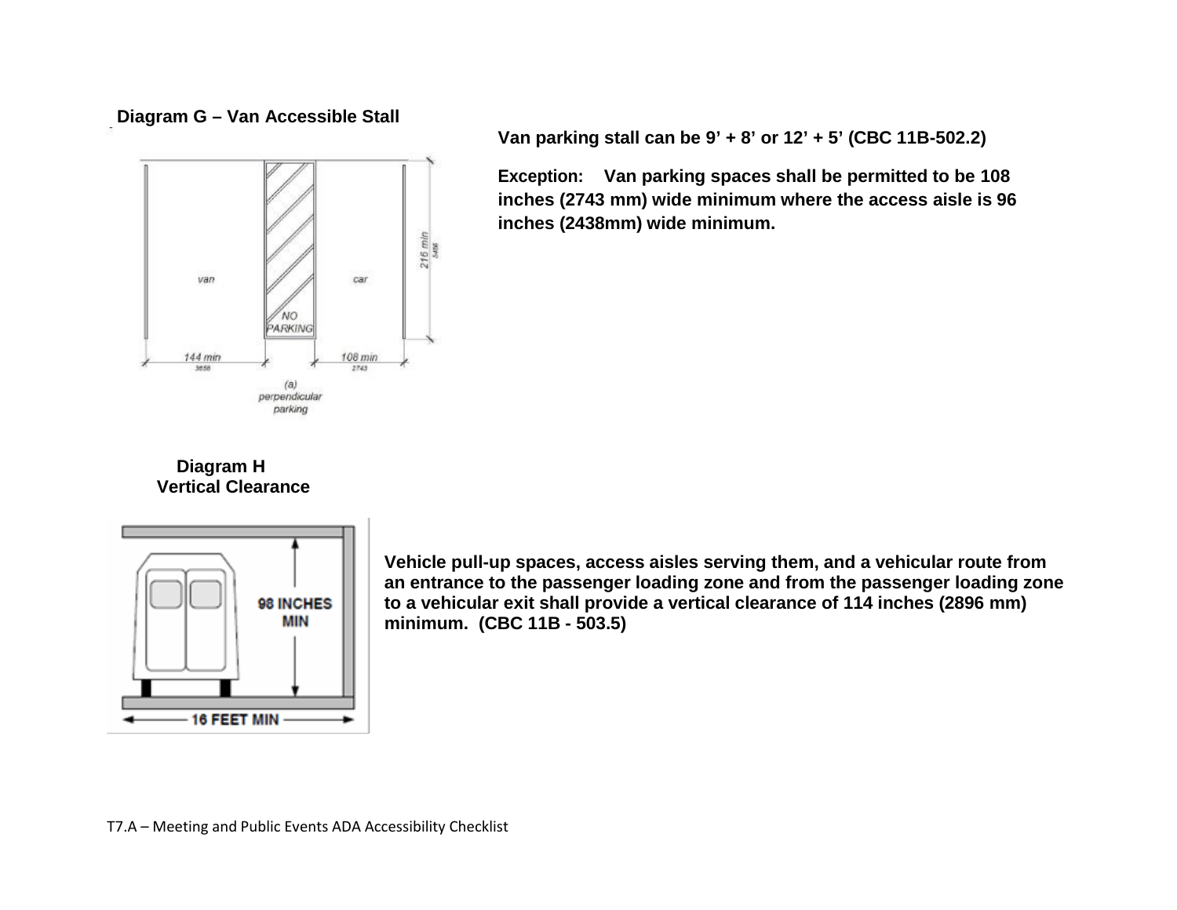**Diagram G – Van Accessible Stall**

van

car

NO PARKING

144 min
3658

108 min
2743

216 min
5486

(a)
perpendicular
parking

**Van parking stall can be 9' + 8' or 12' + 5' (CBC 11B-502.2)**

**Exception: Van parking spaces shall be permitted to be 108 inches (2743 mm) wide minimum where the access aisle is 96 inches (2438mm) wide minimum.**

**Diagram H**
**Vertical Clearance**

98 INCHES MIN

16 FEET MIN

**Vehicle pull-up spaces, access aisles serving them, and a vehicular route from an entrance to the passenger loading zone and from the passenger loading zone to a vehicular exit shall provide a vertical clearance of 114 inches (2896 mm) minimum. (CBC 11B - 503.5)**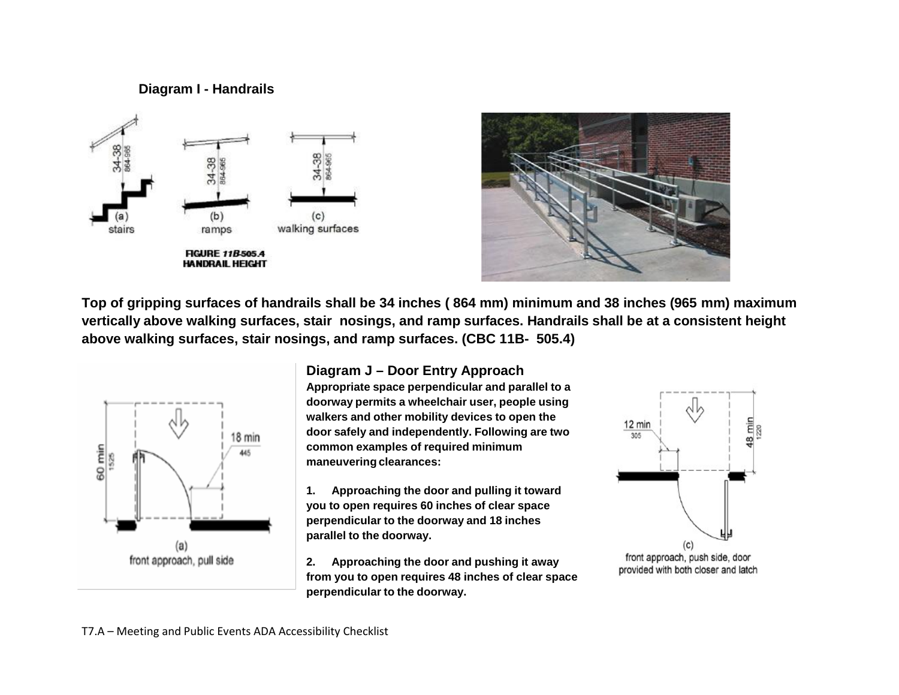**Diagram I - Handrails**

Top of gripping surfaces of handrails shall be 34 inches ( 864 mm) minimum and 38 inches (965 mm) maximum vertically above walking surfaces, stair nosings, and ramp surfaces. Handrails shall be at a consistent height above walking surfaces, stair nosings, and ramp surfaces. (CBC 11B- 505.4)

### Diagram J – Door Entry Approach

**Appropriate space perpendicular and parallel to a doorway permits a wheelchair user, people using walkers and other mobility devices to open the door safely and independently. Following are two common examples of required minimum maneuvering clearances:**

1. **Approaching the door and pulling it toward you to open requires 60 inches of clear space perpendicular to the doorway and 18 inches parallel to the doorway.**

2. **Approaching the door and pushing it away from you to open requires 48 inches of clear space perpendicular to the doorway.**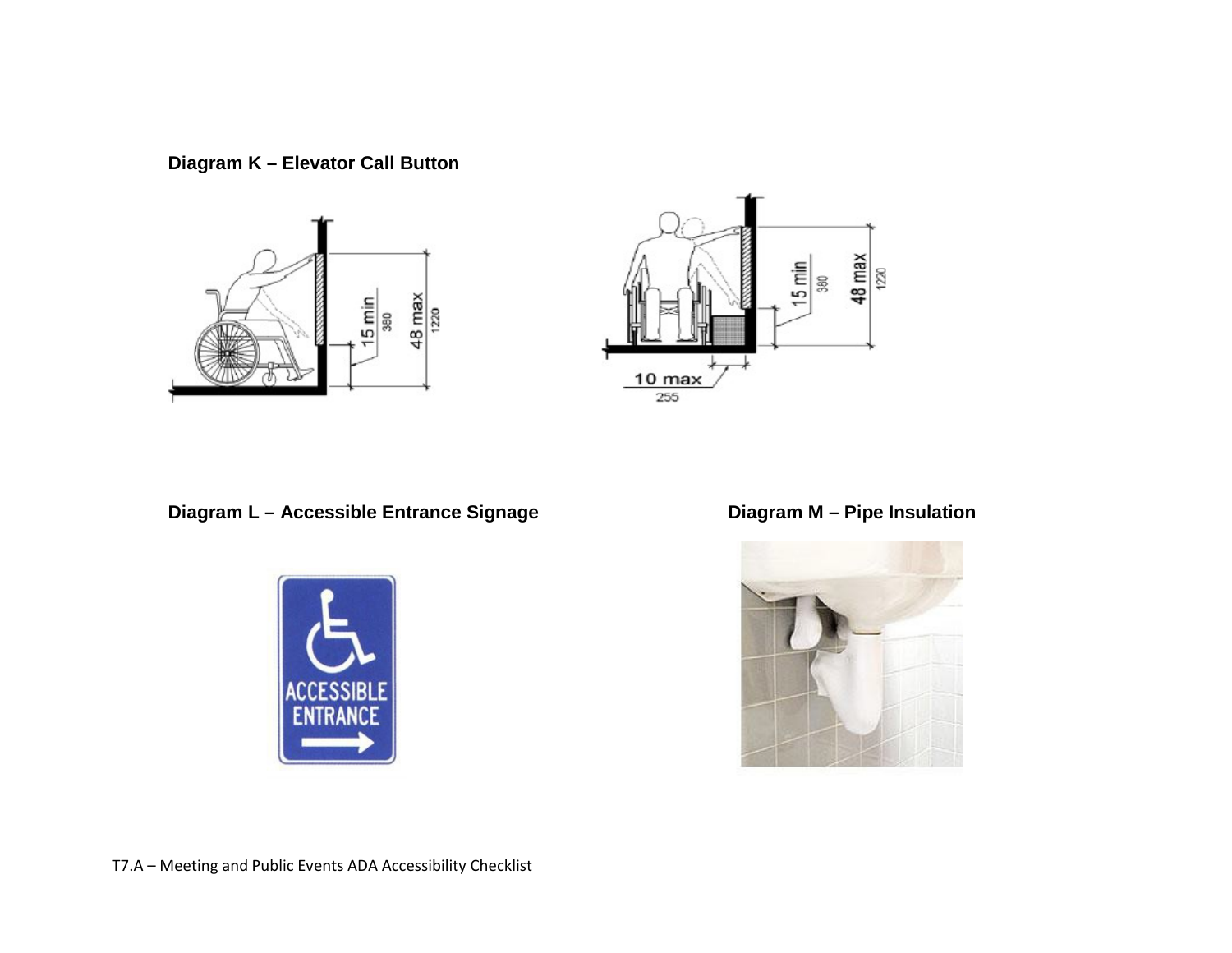**Diagram K – Elevator Call Button**

**Diagram L – Accessible Entrance Signage**

**Diagram M – Pipe Insulation**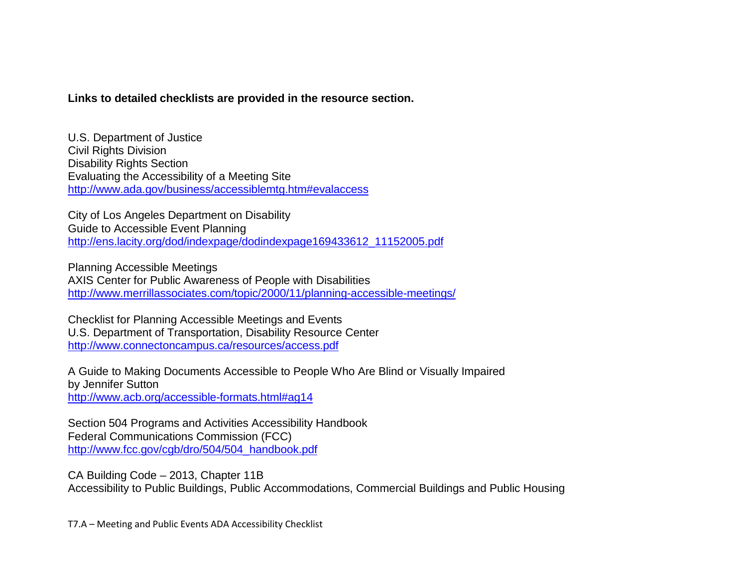**Links to detailed checklists are provided in the resource section.**

U.S. Department of Justice
Civil Rights Division
Disability Rights Section
Evaluating the Accessibility of a Meeting Site
http://www.ada.gov/business/accessiblemtg.htm#evalaccess

City of Los Angeles Department on Disability
Guide to Accessible Event Planning
http://ens.lacity.org/dod/indexpage/dodindexpage169433612_11152005.pdf

Planning Accessible Meetings
AXIS Center for Public Awareness of People with Disabilities
http://www.merrillassociates.com/topic/2000/11/planning-accessible-meetings/

Checklist for Planning Accessible Meetings and Events
U.S. Department of Transportation, Disability Resource Center
http://www.connectoncampus.ca/resources/access.pdf

A Guide to Making Documents Accessible to People Who Are Blind or Visually Impaired
by Jennifer Sutton
http://www.acb.org/accessible-formats.html#ag14

Section 504 Programs and Activities Accessibility Handbook
Federal Communications Commission (FCC)
http://www.fcc.gov/cgb/dro/504/504_handbook.pdf

CA Building Code – 2013, Chapter 11B
Accessibility to Public Buildings, Public Accommodations, Commercial Buildings and Public Housing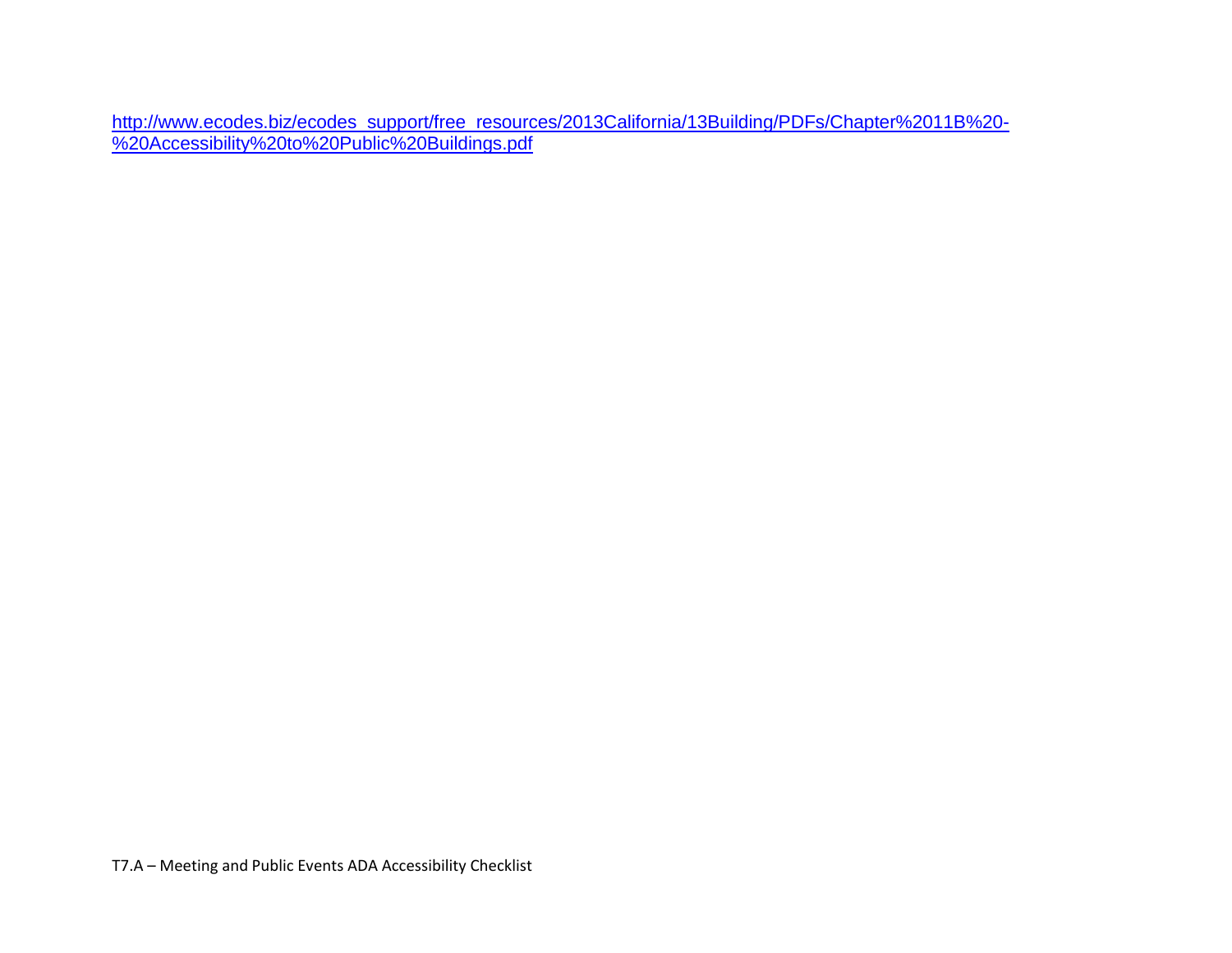http://www.ecodes.biz/ecodes_support/free_resources/2013California/13Building/PDFs/Chapter%2011B%20-%20Accessibility%20to%20Public%20Buildings.pdf